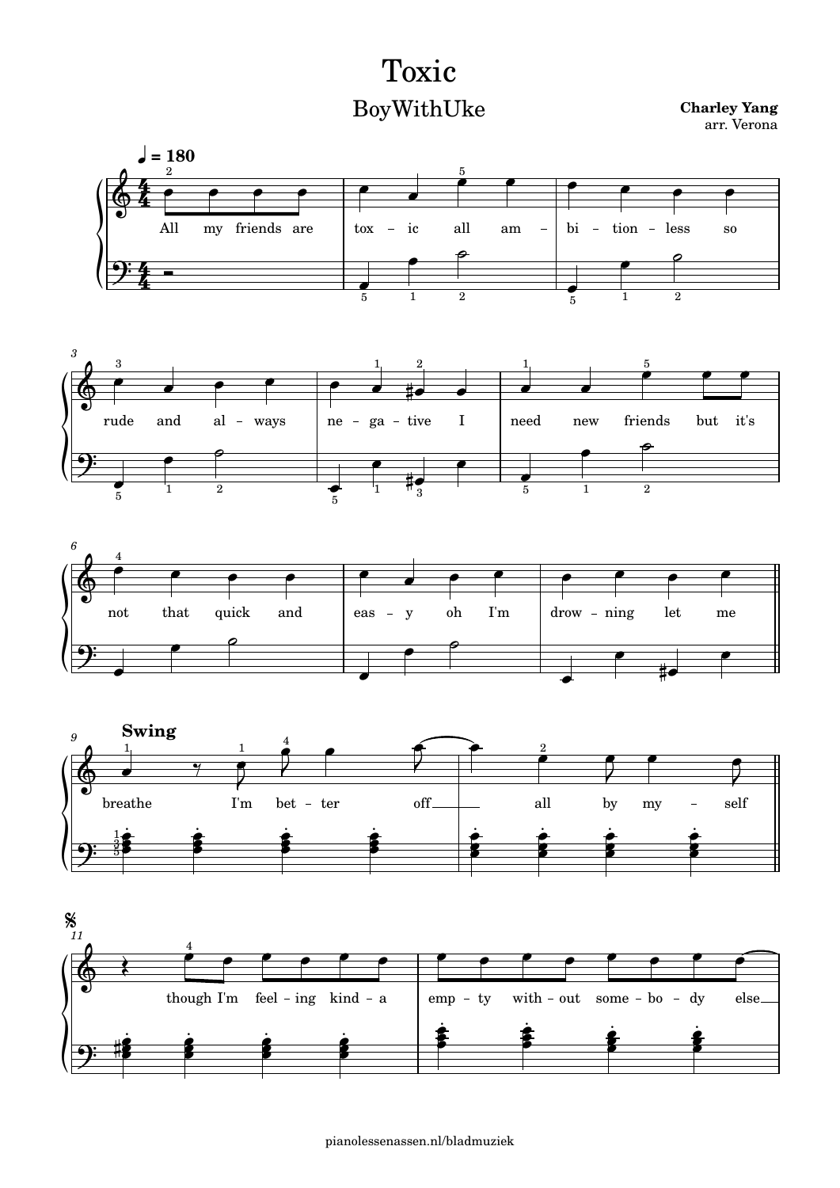# Toxic

## BoyWithUke

**Charley Yang**
arr. Verona

♩ = 180

All my friends are tox – ic all am – bi – tion – less so rude and al – ways ne – ga – tive I need new friends but it's not that quick and eas – y oh I'm drow – ning let me

**Swing**

breathe I'm bet – ter off all by my – self

though I'm feel – ing kind – a emp – ty with – out some – bo – dy else

pianolessenassen.nl/bladmuziek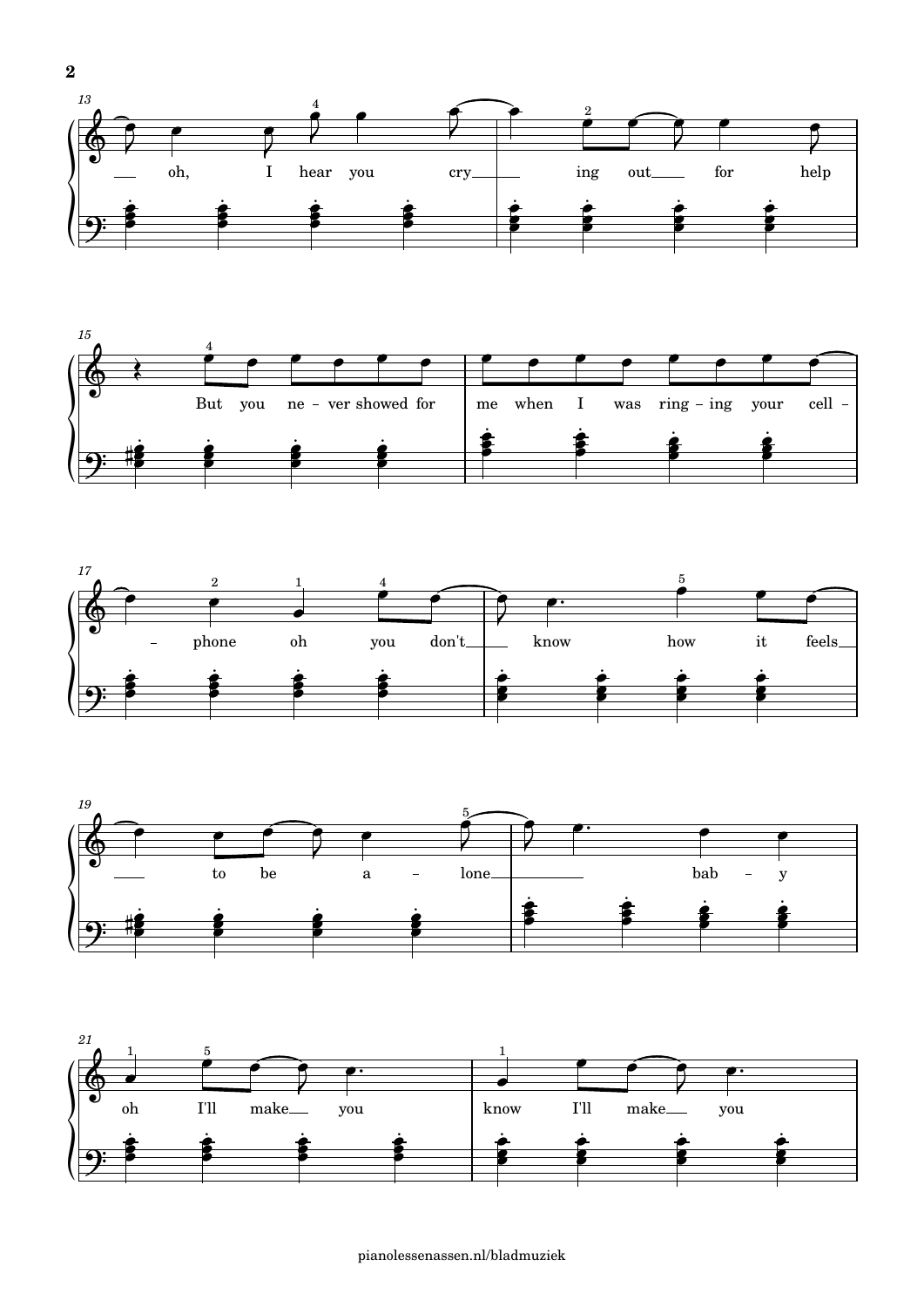oh, I hear you cry ing out for help

But you ne - ver showed for me when I was ring - ing your cell -

- phone oh you don't know how it feels

to be a - lone bab - y

oh I'll make you know I'll make you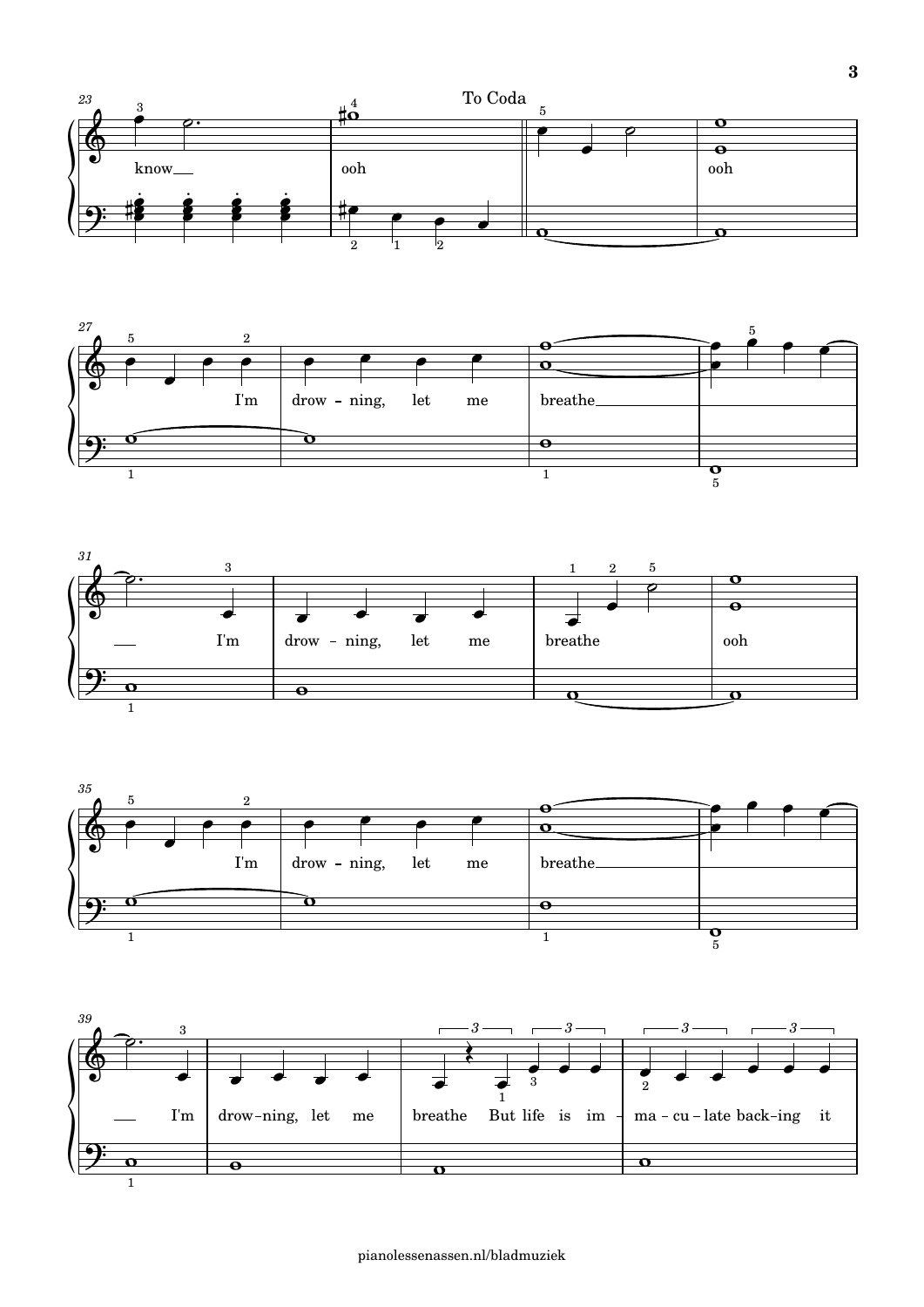To Coda

know ooh ooh

I'm drow - ning, let me breathe

I'm drow - ning, let me breathe ooh

I'm drow - ning, let me breathe

I'm drow-ning, let me breathe But life is im - ma - cu - late back-ing it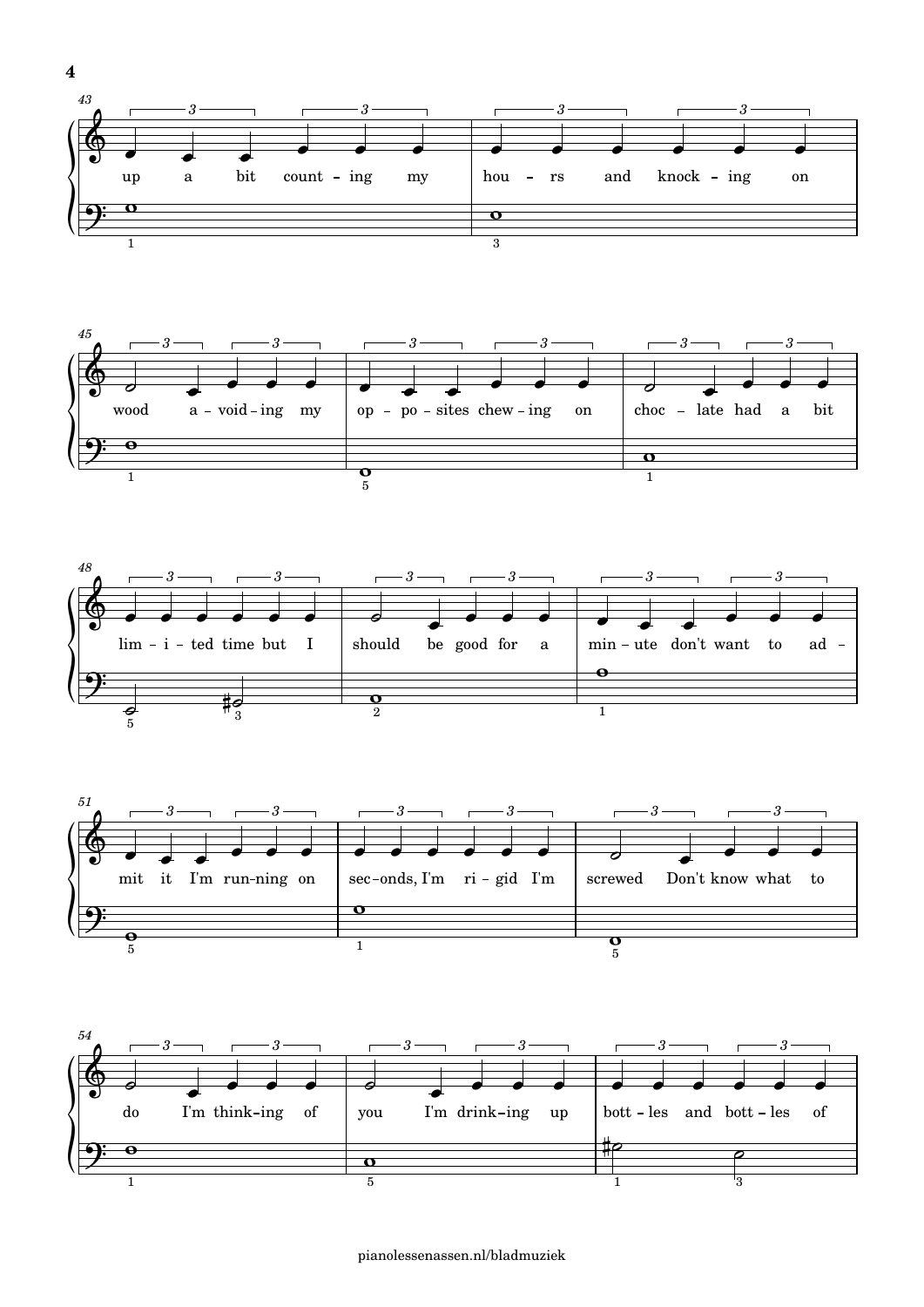up a bit count - ing my hou - rs and knock - ing on

wood a - void - ing my op - po - sites chew - ing on choc - late had a bit

lim - i - ted time but I should be good for a min - ute don't want to ad -

mit it I'm run - ning on sec - onds, I'm ri - gid I'm screwed Don't know what to

do I'm think - ing of you I'm drink - ing up bott - les and bott - les of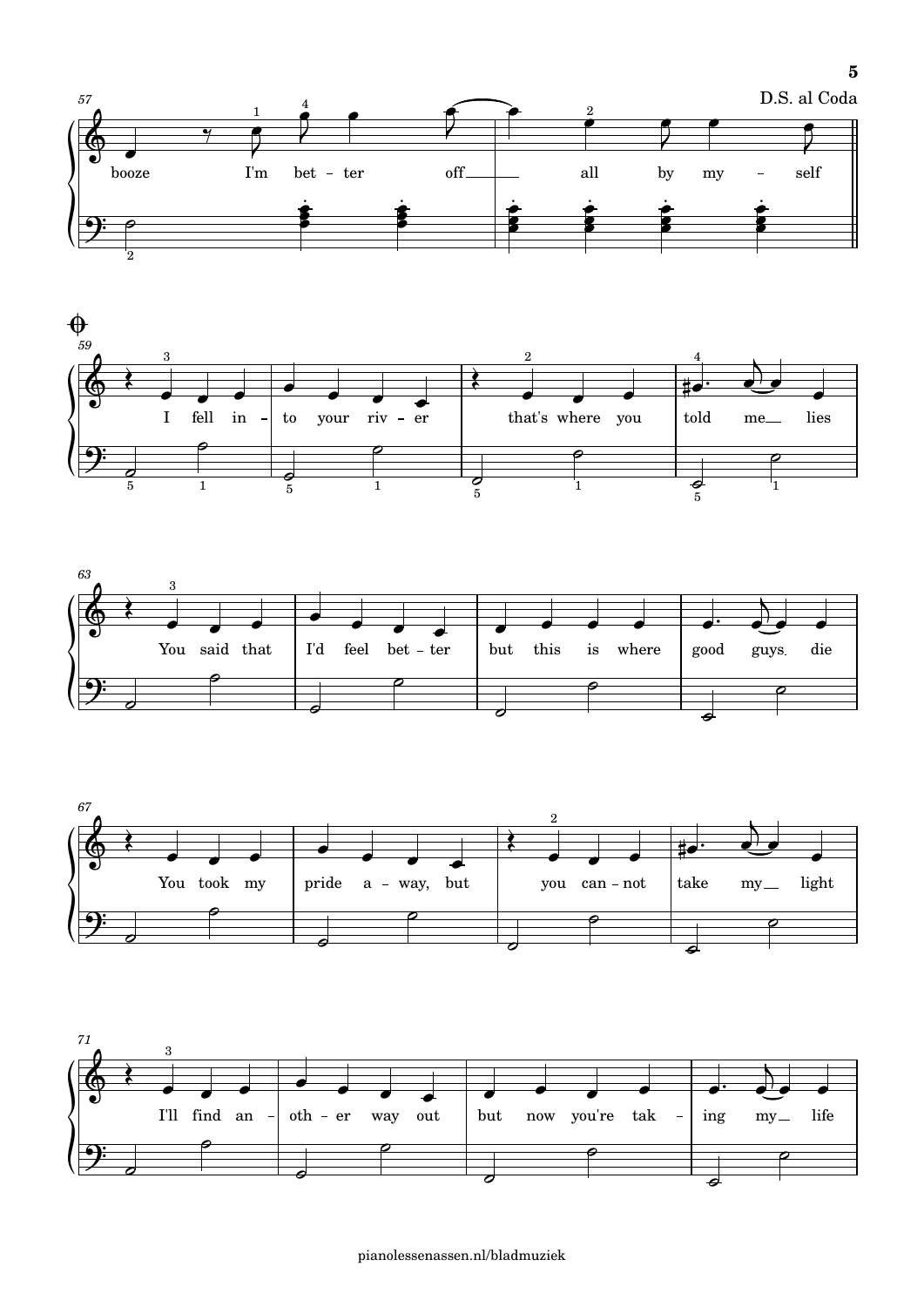D.S. al Coda

booze I'm bet - ter off all by my - self

I fell in - to your riv - er that's where you told me lies

You said that I'd feel bet - ter but this is where good guys die

You took my pride a - way, but you can - not take my light

I'll find an - oth - er way out but now you're tak - ing my life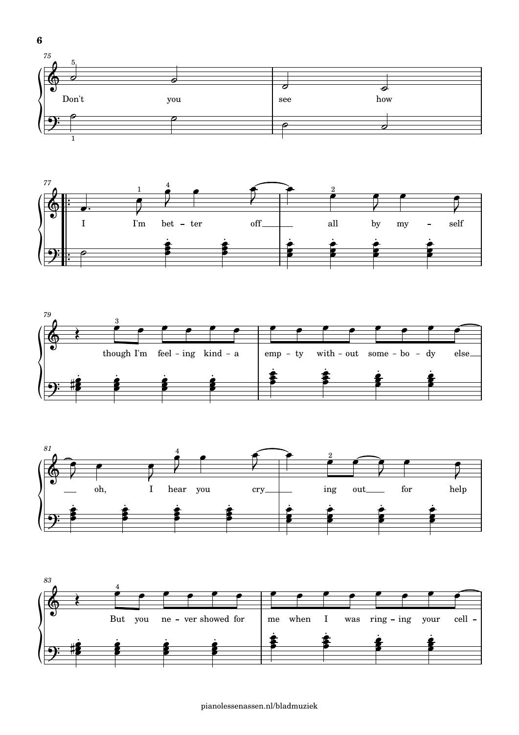Don't you see how

I I'm bet – ter off all by my – self

though I'm feel – ing kind – a emp – ty with – out some – bo – dy else

oh, I hear you cry ing out for help

But you ne – ver showed for me when I was ring – ing your cell –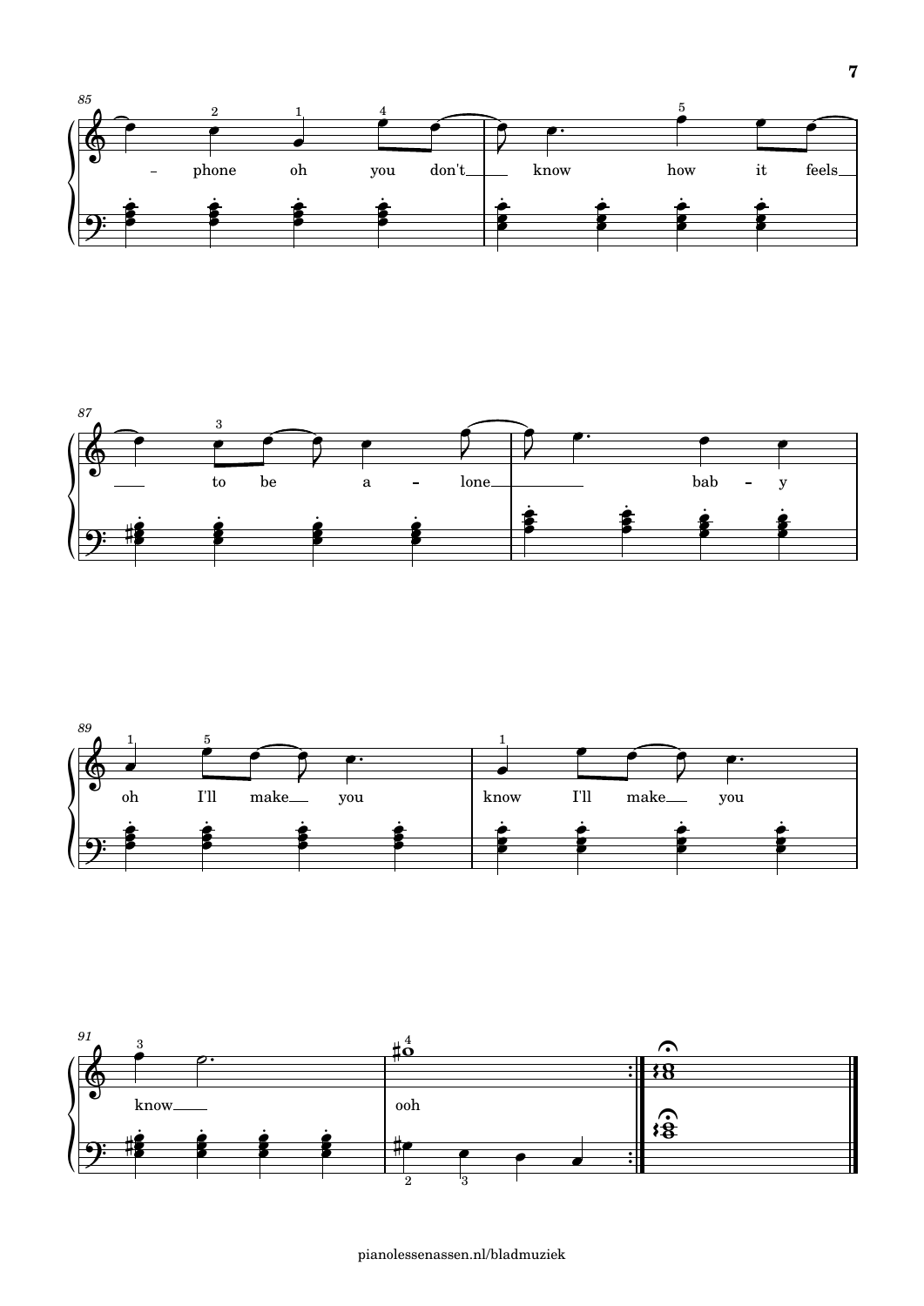85

– phone oh you don't know how it feels

87

to be a – lone bab – y

89

oh I'll make you know I'll make you

91

know ooh

pianolessenassen.nl/bladmuziek